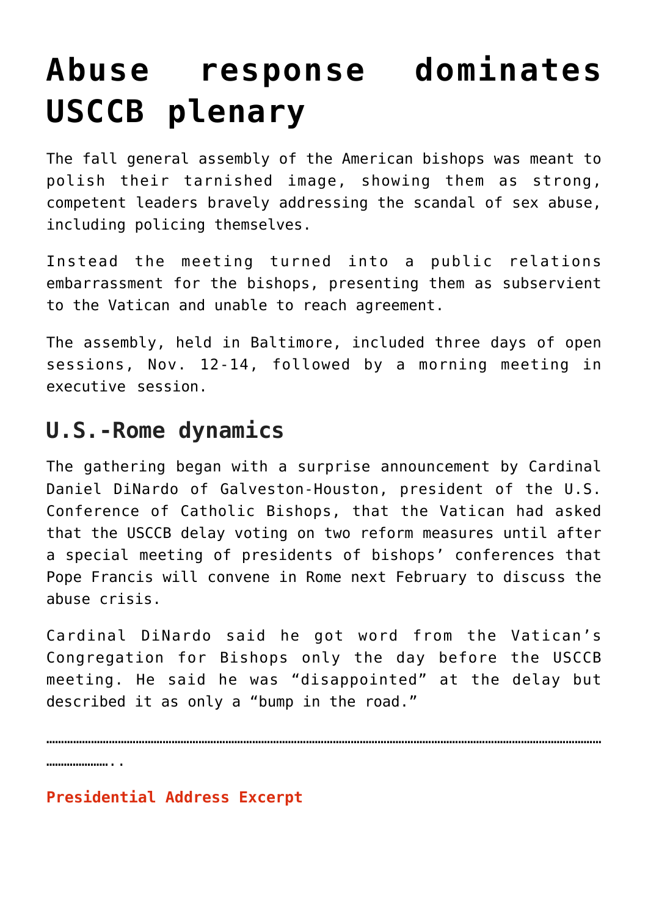# Abuse response dominates USCCB plenary

The fall general assembly of the American bishops was meant to polish their tarnished image, showing them as strong, competent leaders bravely addressing the scandal of sex abuse, including policing themselves.

Instead the meeting turned into a public relations embarrassment for the bishops, presenting them as subservient to the Vatican and unable to reach agreement.

The assembly, held in Baltimore, included three days of open sessions, Nov. 12-14, followed by a morning meeting in executive session.

## U.S.-Rome dynamics

The gathering began with a surprise announcement by Cardinal Daniel DiNardo of Galveston-Houston, president of the U.S. Conference of Catholic Bishops, that the Vatican had asked that the USCCB delay voting on two reform measures until after a special meeting of presidents of bishops' conferences that Pope Francis will convene in Rome next February to discuss the abuse crisis.

Cardinal DiNardo said he got word from the Vatican's Congregation for Bishops only the day before the USCCB meeting. He said he was "disappointed" at the delay but described it as only a "bump in the road."

…………………………………………………………………………………………………………………………………………………………………………..

**Presidential Address Excerpt**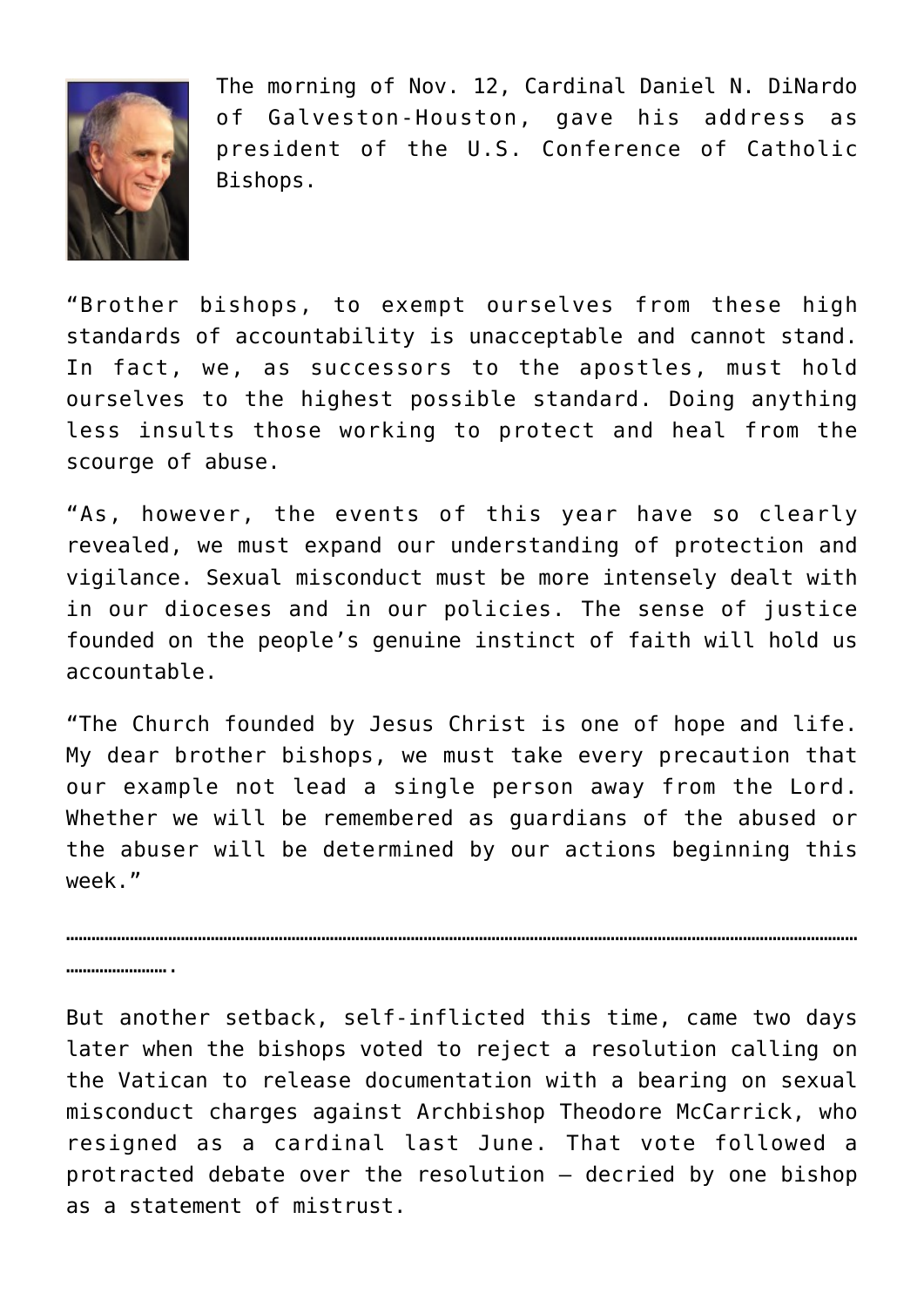The morning of Nov. 12, Cardinal Daniel N. DiNardo of Galveston-Houston, gave his address as president of the U.S. Conference of Catholic Bishops.

"Brother bishops, to exempt ourselves from these high standards of accountability is unacceptable and cannot stand. In fact, we, as successors to the apostles, must hold ourselves to the highest possible standard. Doing anything less insults those working to protect and heal from the scourge of abuse.

"As, however, the events of this year have so clearly revealed, we must expand our understanding of protection and vigilance. Sexual misconduct must be more intensely dealt with in our dioceses and in our policies. The sense of justice founded on the people's genuine instinct of faith will hold us accountable.

"The Church founded by Jesus Christ is one of hope and life. My dear brother bishops, we must take every precaution that our example not lead a single person away from the Lord. Whether we will be remembered as guardians of the abused or the abuser will be determined by our actions beginning this week."

…………………………………………………………………………………………………………………………………………………………………………………….

But another setback, self-inflicted this time, came two days later when the bishops voted to reject a resolution calling on the Vatican to release documentation with a bearing on sexual misconduct charges against Archbishop Theodore McCarrick, who resigned as a cardinal last June. That vote followed a protracted debate over the resolution — decried by one bishop as a statement of mistrust.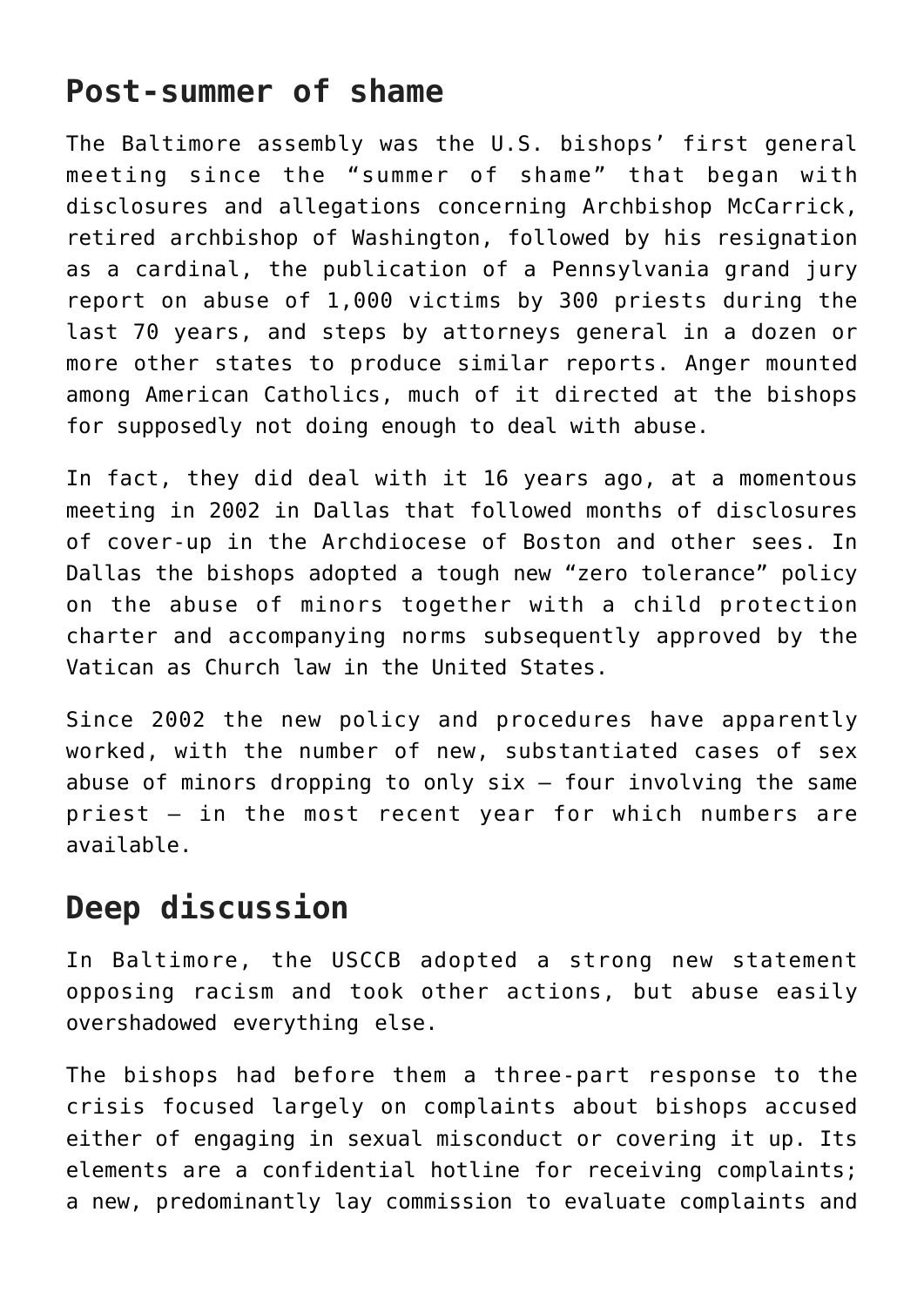## Post-summer of shame

The Baltimore assembly was the U.S. bishops' first general meeting since the "summer of shame" that began with disclosures and allegations concerning Archbishop McCarrick, retired archbishop of Washington, followed by his resignation as a cardinal, the publication of a Pennsylvania grand jury report on abuse of 1,000 victims by 300 priests during the last 70 years, and steps by attorneys general in a dozen or more other states to produce similar reports. Anger mounted among American Catholics, much of it directed at the bishops for supposedly not doing enough to deal with abuse.

In fact, they did deal with it 16 years ago, at a momentous meeting in 2002 in Dallas that followed months of disclosures of cover-up in the Archdiocese of Boston and other sees. In Dallas the bishops adopted a tough new "zero tolerance" policy on the abuse of minors together with a child protection charter and accompanying norms subsequently approved by the Vatican as Church law in the United States.

Since 2002 the new policy and procedures have apparently worked, with the number of new, substantiated cases of sex abuse of minors dropping to only six — four involving the same priest — in the most recent year for which numbers are available.

## Deep discussion

In Baltimore, the USCCB adopted a strong new statement opposing racism and took other actions, but abuse easily overshadowed everything else.

The bishops had before them a three-part response to the crisis focused largely on complaints about bishops accused either of engaging in sexual misconduct or covering it up. Its elements are a confidential hotline for receiving complaints; a new, predominantly lay commission to evaluate complaints and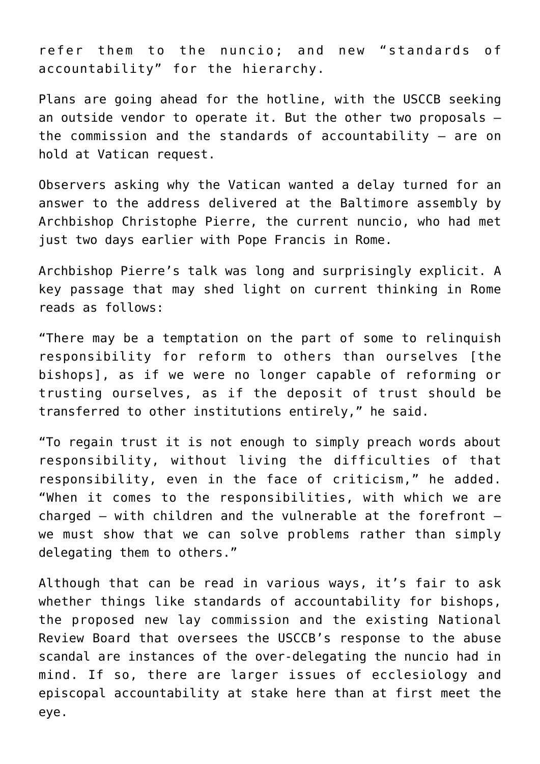refer them to the nuncio; and new "standards of accountability" for the hierarchy.

Plans are going ahead for the hotline, with the USCCB seeking an outside vendor to operate it. But the other two proposals — the commission and the standards of accountability — are on hold at Vatican request.

Observers asking why the Vatican wanted a delay turned for an answer to the address delivered at the Baltimore assembly by Archbishop Christophe Pierre, the current nuncio, who had met just two days earlier with Pope Francis in Rome.

Archbishop Pierre's talk was long and surprisingly explicit. A key passage that may shed light on current thinking in Rome reads as follows:

"There may be a temptation on the part of some to relinquish responsibility for reform to others than ourselves [the bishops], as if we were no longer capable of reforming or trusting ourselves, as if the deposit of trust should be transferred to other institutions entirely," he said.

"To regain trust it is not enough to simply preach words about responsibility, without living the difficulties of that responsibility, even in the face of criticism," he added. "When it comes to the responsibilities, with which we are charged — with children and the vulnerable at the forefront — we must show that we can solve problems rather than simply delegating them to others."

Although that can be read in various ways, it's fair to ask whether things like standards of accountability for bishops, the proposed new lay commission and the existing National Review Board that oversees the USCCB's response to the abuse scandal are instances of the over-delegating the nuncio had in mind. If so, there are larger issues of ecclesiology and episcopal accountability at stake here than at first meet the eye.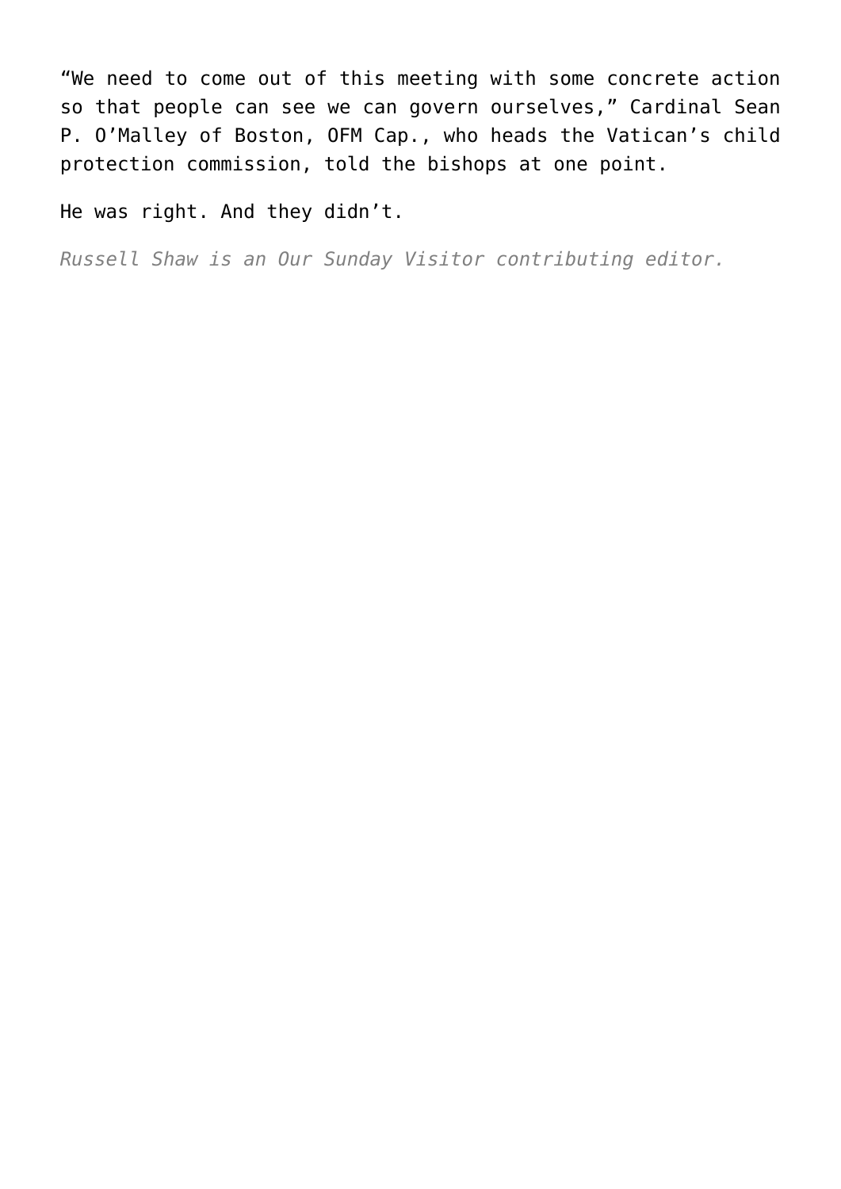“We need to come out of this meeting with some concrete action so that people can see we can govern ourselves,” Cardinal Sean P. O’Malley of Boston, OFM Cap., who heads the Vatican’s child protection commission, told the bishops at one point.

He was right. And they didn’t.

*Russell Shaw is an Our Sunday Visitor contributing editor.*